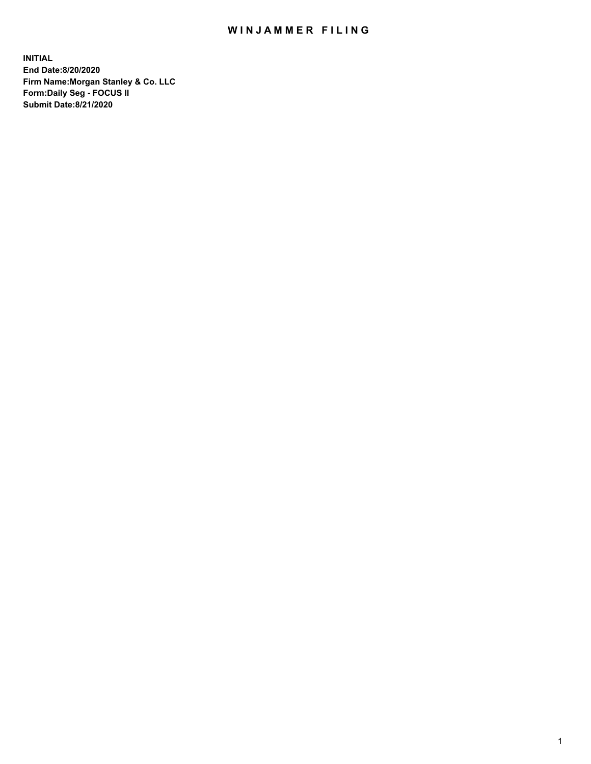# WINJAMMER FILING

**INITIAL**
**End Date:8/20/2020**
**Firm Name:Morgan Stanley & Co. LLC**
**Form:Daily Seg - FOCUS II**
**Submit Date:8/21/2020**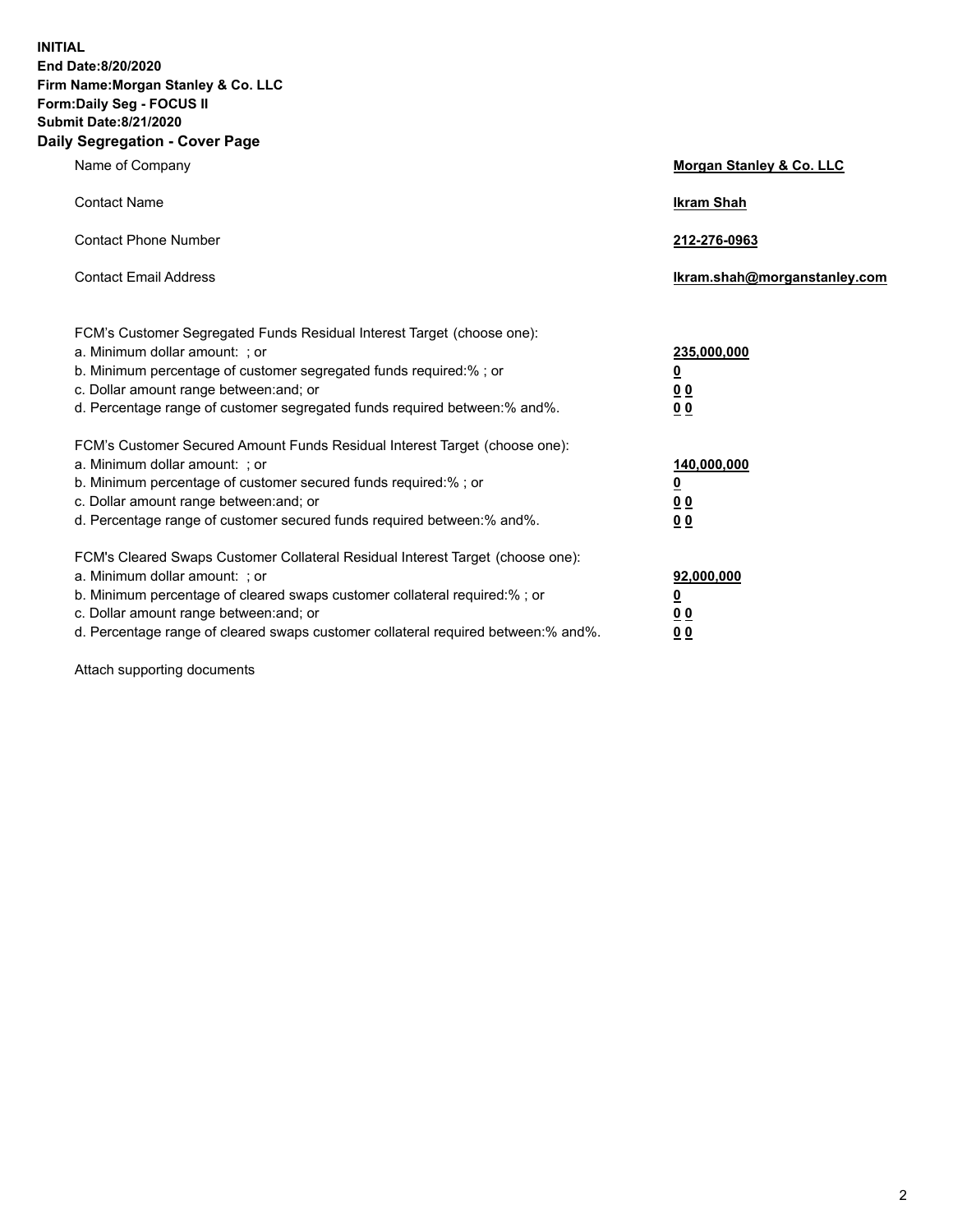**INITIAL**
**End Date:8/20/2020**
**Firm Name:Morgan Stanley & Co. LLC**
**Form:Daily Seg - FOCUS II**
**Submit Date:8/21/2020**

## Daily Segregation - Cover Page

| | |
|---|---|
| Name of Company | **Morgan Stanley & Co. LLC** |
| Contact Name | **Ikram Shah** |
| Contact Phone Number | **212-276-0963** |
| Contact Email Address | **Ikram.shah@morganstanley.com** |

| | |
|---|---|
| FCM's Customer Segregated Funds Residual Interest Target (choose one): | |
| a. Minimum dollar amount: ; or | **235,000,000** |
| b. Minimum percentage of customer segregated funds required:% ; or | **0** |
| c. Dollar amount range between:and; or | **0 0** |
| d. Percentage range of customer segregated funds required between:% and%. | **0 0** |
| FCM's Customer Secured Amount Funds Residual Interest Target (choose one): | |
| a. Minimum dollar amount: ; or | **140,000,000** |
| b. Minimum percentage of customer secured funds required:% ; or | **0** |
| c. Dollar amount range between:and; or | **0 0** |
| d. Percentage range of customer secured funds required between:% and%. | **0 0** |
| FCM's Cleared Swaps Customer Collateral Residual Interest Target (choose one): | |
| a. Minimum dollar amount: ; or | **92,000,000** |
| b. Minimum percentage of cleared swaps customer collateral required:% ; or | **0** |
| c. Dollar amount range between:and; or | **0 0** |
| d. Percentage range of cleared swaps customer collateral required between:% and%. | **0 0** |

Attach supporting documents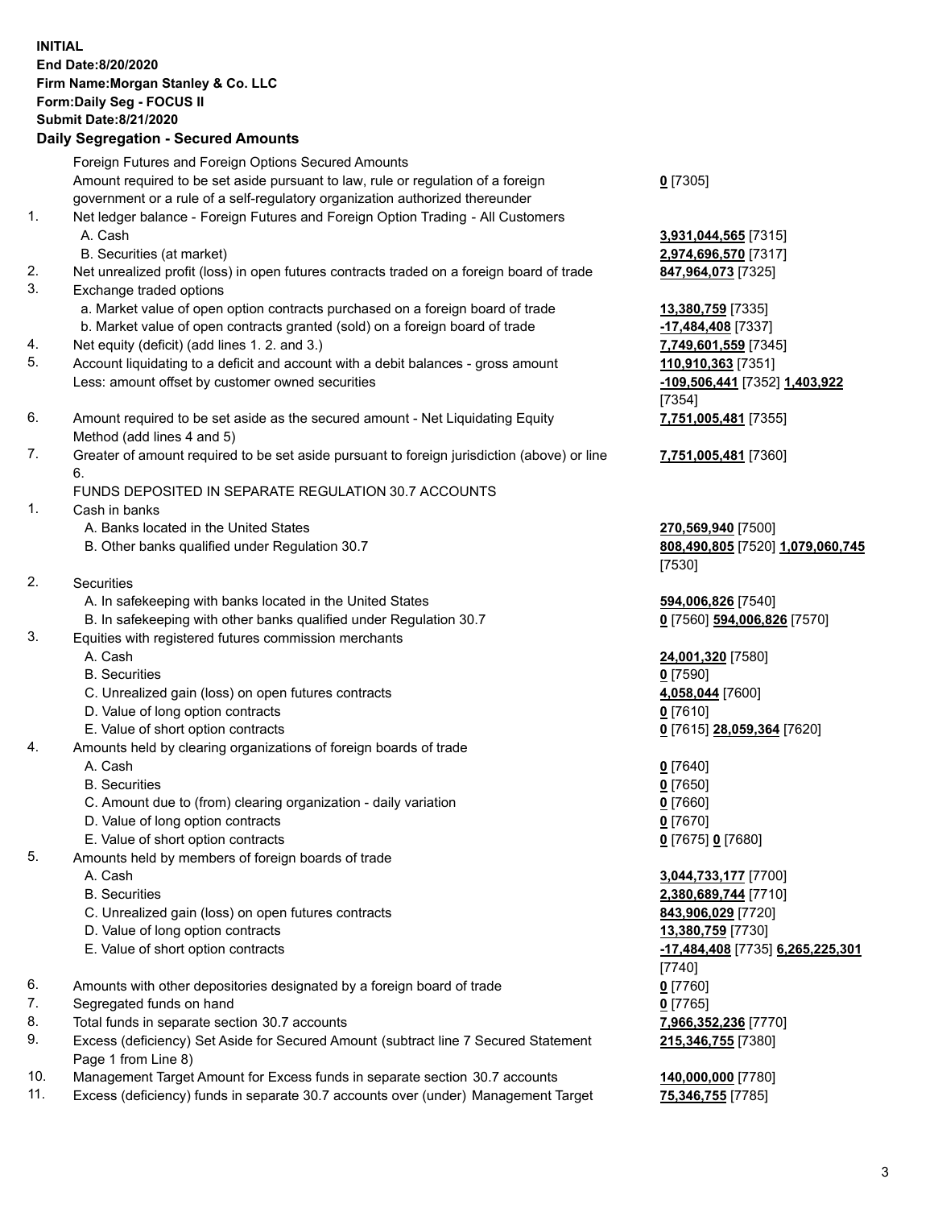**INITIAL**
**End Date:8/20/2020**
**Firm Name:Morgan Stanley & Co. LLC**
**Form:Daily Seg - FOCUS II**
**Submit Date:8/21/2020**

## Daily Segregation - Secured Amounts

| | | |
|---|---|---|
| | Foreign Futures and Foreign Options Secured Amounts | |
| | Amount required to be set aside pursuant to law, rule or regulation of a foreign government or a rule of a self-regulatory organization authorized thereunder | **0** [7305] |
| 1. | Net ledger balance - Foreign Futures and Foreign Option Trading - All Customers | |
| | A. Cash | **3,931,044,565** [7315] |
| | B. Securities (at market) | **2,974,696,570** [7317] |
| 2. | Net unrealized profit (loss) in open futures contracts traded on a foreign board of trade | **847,964,073** [7325] |
| 3. | Exchange traded options | |
| | a. Market value of open option contracts purchased on a foreign board of trade | **13,380,759** [7335] |
| | b. Market value of open contracts granted (sold) on a foreign board of trade | **-17,484,408** [7337] |
| 4. | Net equity (deficit) (add lines 1. 2. and 3.) | **7,749,601,559** [7345] |
| 5. | Account liquidating to a deficit and account with a debit balances - gross amount | **110,910,363** [7351] |
| | Less: amount offset by customer owned securities | **-109,506,441** [7352] **1,403,922** [7354] |
| 6. | Amount required to be set aside as the secured amount - Net Liquidating Equity Method (add lines 4 and 5) | **7,751,005,481** [7355] |
| 7. | Greater of amount required to be set aside pursuant to foreign jurisdiction (above) or line 6. | **7,751,005,481** [7360] |
| | FUNDS DEPOSITED IN SEPARATE REGULATION 30.7 ACCOUNTS | |
| 1. | Cash in banks | |
| | A. Banks located in the United States | **270,569,940** [7500] |
| | B. Other banks qualified under Regulation 30.7 | **808,490,805** [7520] **1,079,060,745** [7530] |
| 2. | Securities | |
| | A. In safekeeping with banks located in the United States | **594,006,826** [7540] |
| | B. In safekeeping with other banks qualified under Regulation 30.7 | **0** [7560] **594,006,826** [7570] |
| 3. | Equities with registered futures commission merchants | |
| | A. Cash | **24,001,320** [7580] |
| | B. Securities | **0** [7590] |
| | C. Unrealized gain (loss) on open futures contracts | **4,058,044** [7600] |
| | D. Value of long option contracts | **0** [7610] |
| | E. Value of short option contracts | **0** [7615] **28,059,364** [7620] |
| 4. | Amounts held by clearing organizations of foreign boards of trade | |
| | A. Cash | **0** [7640] |
| | B. Securities | **0** [7650] |
| | C. Amount due to (from) clearing organization - daily variation | **0** [7660] |
| | D. Value of long option contracts | **0** [7670] |
| | E. Value of short option contracts | **0** [7675] **0** [7680] |
| 5. | Amounts held by members of foreign boards of trade | |
| | A. Cash | **3,044,733,177** [7700] |
| | B. Securities | **2,380,689,744** [7710] |
| | C. Unrealized gain (loss) on open futures contracts | **843,906,029** [7720] |
| | D. Value of long option contracts | **13,380,759** [7730] |
| | E. Value of short option contracts | **-17,484,408** [7735] **6,265,225,301** [7740] |
| 6. | Amounts with other depositories designated by a foreign board of trade | **0** [7760] |
| 7. | Segregated funds on hand | **0** [7765] |
| 8. | Total funds in separate section 30.7 accounts | **7,966,352,236** [7770] |
| 9. | Excess (deficiency) Set Aside for Secured Amount (subtract line 7 Secured Statement Page 1 from Line 8) | **215,346,755** [7380] |
| 10. | Management Target Amount for Excess funds in separate section 30.7 accounts | **140,000,000** [7780] |
| 11. | Excess (deficiency) funds in separate 30.7 accounts over (under) Management Target | **75,346,755** [7785] |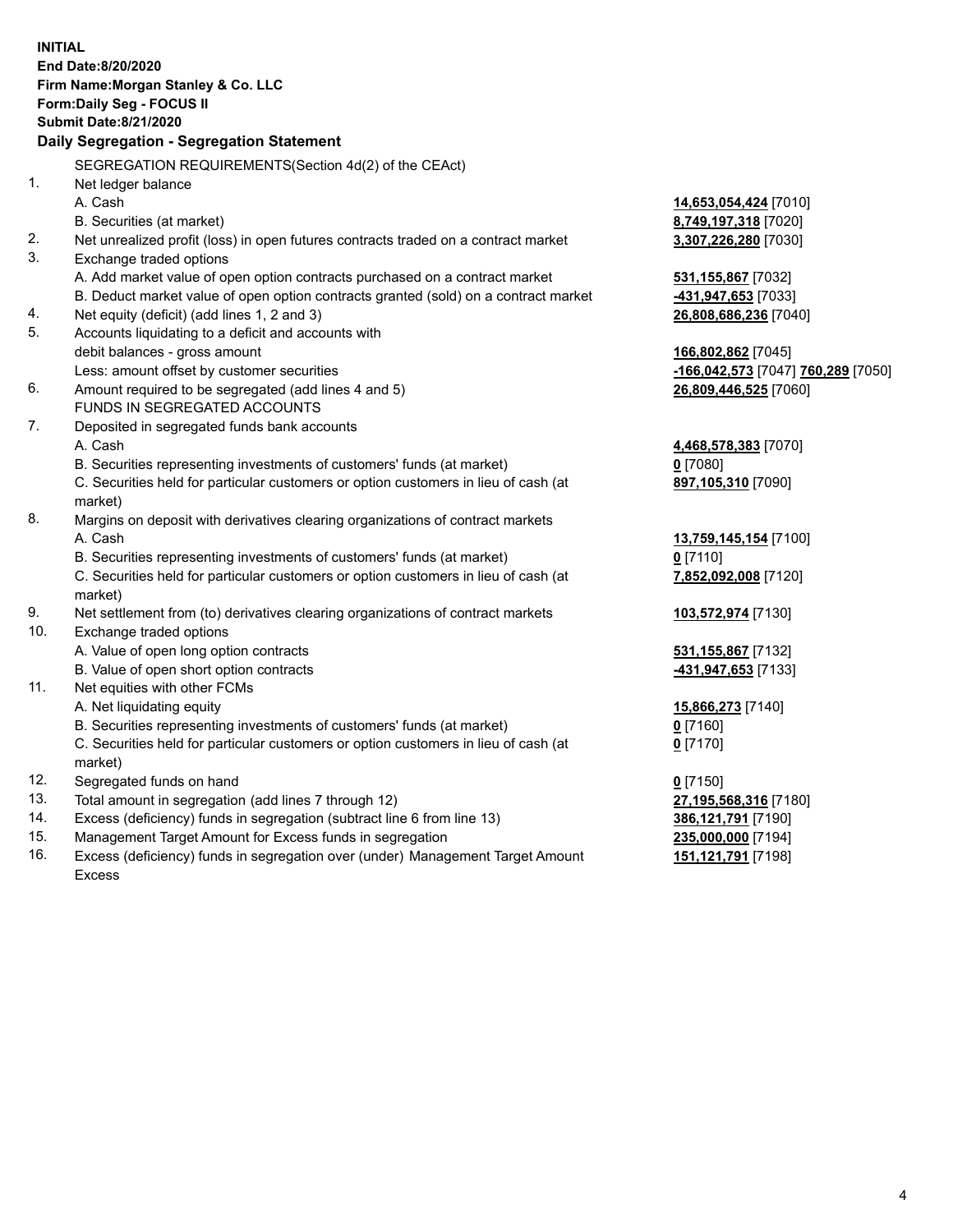**INITIAL**
**End Date:8/20/2020**
**Firm Name:Morgan Stanley & Co. LLC**
**Form:Daily Seg - FOCUS II**
**Submit Date:8/21/2020**

**Daily Segregation - Segregation Statement**

SEGREGATION REQUIREMENTS(Section 4d(2) of the CEAct)

| | | |
|---|---|---|
| 1. | Net ledger balance | |
| | A. Cash | **14,653,054,424** [7010] |
| | B. Securities (at market) | **8,749,197,318** [7020] |
| 2. | Net unrealized profit (loss) in open futures contracts traded on a contract market | **3,307,226,280** [7030] |
| 3. | Exchange traded options | |
| | A. Add market value of open option contracts purchased on a contract market | **531,155,867** [7032] |
| | B. Deduct market value of open option contracts granted (sold) on a contract market | **-431,947,653** [7033] |
| 4. | Net equity (deficit) (add lines 1, 2 and 3) | **26,808,686,236** [7040] |
| 5. | Accounts liquidating to a deficit and accounts with | |
| | debit balances - gross amount | **166,802,862** [7045] |
| | Less: amount offset by customer securities | **-166,042,573** [7047] **760,289** [7050] |
| 6. | Amount required to be segregated (add lines 4 and 5) | **26,809,446,525** [7060] |
| | FUNDS IN SEGREGATED ACCOUNTS | |
| 7. | Deposited in segregated funds bank accounts | |
| | A. Cash | **4,468,578,383** [7070] |
| | B. Securities representing investments of customers' funds (at market) | **0** [7080] |
| | C. Securities held for particular customers or option customers in lieu of cash (at market) | **897,105,310** [7090] |
| 8. | Margins on deposit with derivatives clearing organizations of contract markets | |
| | A. Cash | **13,759,145,154** [7100] |
| | B. Securities representing investments of customers' funds (at market) | **0** [7110] |
| | C. Securities held for particular customers or option customers in lieu of cash (at market) | **7,852,092,008** [7120] |
| 9. | Net settlement from (to) derivatives clearing organizations of contract markets | **103,572,974** [7130] |
| 10. | Exchange traded options | |
| | A. Value of open long option contracts | **531,155,867** [7132] |
| | B. Value of open short option contracts | **-431,947,653** [7133] |
| 11. | Net equities with other FCMs | |
| | A. Net liquidating equity | **15,866,273** [7140] |
| | B. Securities representing investments of customers' funds (at market) | **0** [7160] |
| | C. Securities held for particular customers or option customers in lieu of cash (at market) | **0** [7170] |
| 12. | Segregated funds on hand | **0** [7150] |
| 13. | Total amount in segregation (add lines 7 through 12) | **27,195,568,316** [7180] |
| 14. | Excess (deficiency) funds in segregation (subtract line 6 from line 13) | **386,121,791** [7190] |
| 15. | Management Target Amount for Excess funds in segregation | **235,000,000** [7194] |
| 16. | Excess (deficiency) funds in segregation over (under) Management Target Amount Excess | **151,121,791** [7198] |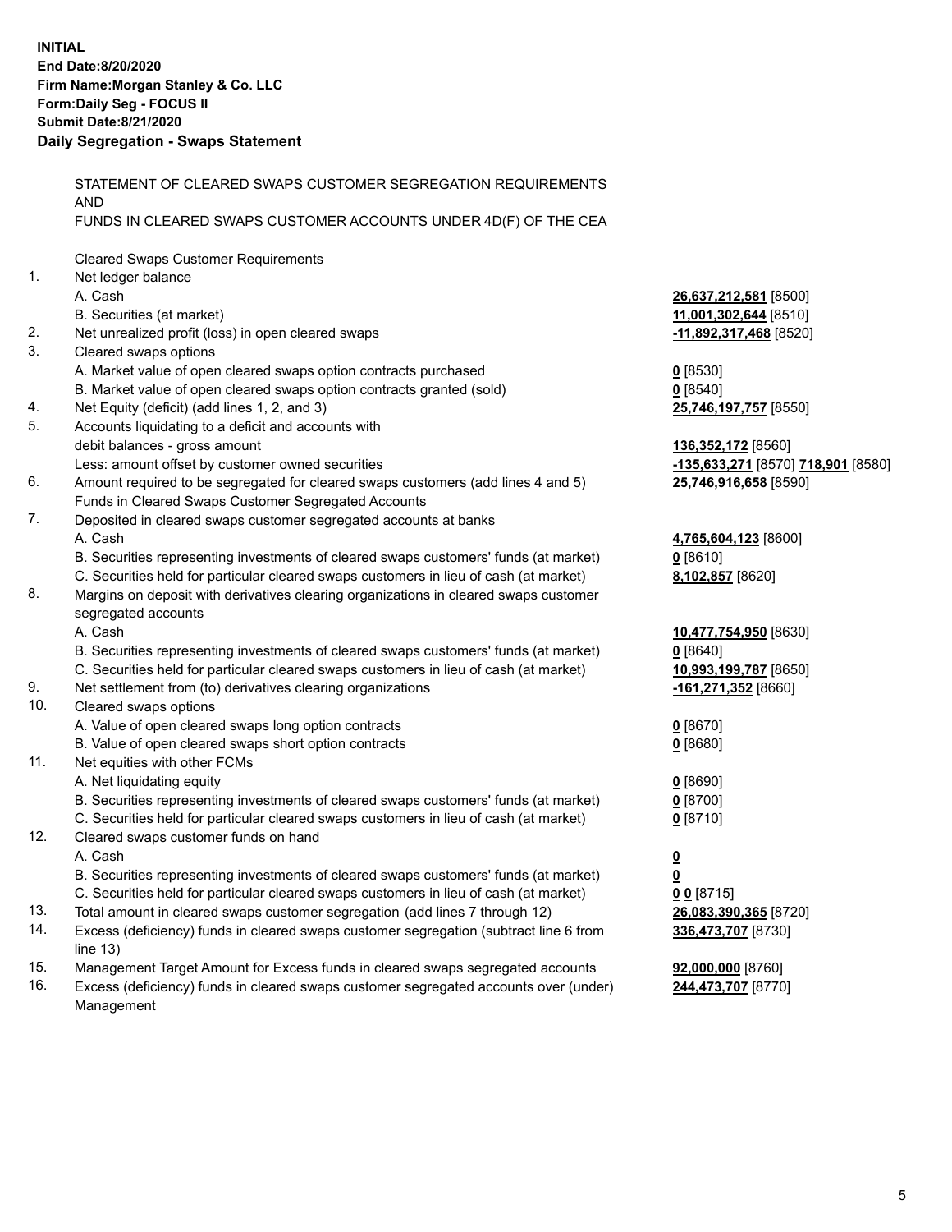**INITIAL**
**End Date:8/20/2020**
**Firm Name:Morgan Stanley & Co. LLC**
**Form:Daily Seg - FOCUS II**
**Submit Date:8/21/2020**
**Daily Segregation - Swaps Statement**

STATEMENT OF CLEARED SWAPS CUSTOMER SEGREGATION REQUIREMENTS AND
FUNDS IN CLEARED SWAPS CUSTOMER ACCOUNTS UNDER 4D(F) OF THE CEA

| | | |
|---|---|---|
| | Cleared Swaps Customer Requirements | |
| 1. | Net ledger balance | |
| | A. Cash | **26,637,212,581** [8500] |
| | B. Securities (at market) | **11,001,302,644** [8510] |
| 2. | Net unrealized profit (loss) in open cleared swaps | **-11,892,317,468** [8520] |
| 3. | Cleared swaps options | |
| | A. Market value of open cleared swaps option contracts purchased | **0** [8530] |
| | B. Market value of open cleared swaps option contracts granted (sold) | **0** [8540] |
| 4. | Net Equity (deficit) (add lines 1, 2, and 3) | **25,746,197,757** [8550] |
| 5. | Accounts liquidating to a deficit and accounts with | |
| | debit balances - gross amount | **136,352,172** [8560] |
| | Less: amount offset by customer owned securities | **-135,633,271** [8570] **718,901** [8580] |
| 6. | Amount required to be segregated for cleared swaps customers (add lines 4 and 5) | **25,746,916,658** [8590] |
| | Funds in Cleared Swaps Customer Segregated Accounts | |
| 7. | Deposited in cleared swaps customer segregated accounts at banks | |
| | A. Cash | **4,765,604,123** [8600] |
| | B. Securities representing investments of cleared swaps customers' funds (at market) | **0** [8610] |
| | C. Securities held for particular cleared swaps customers in lieu of cash (at market) | **8,102,857** [8620] |
| 8. | Margins on deposit with derivatives clearing organizations in cleared swaps customer segregated accounts | |
| | A. Cash | **10,477,754,950** [8630] |
| | B. Securities representing investments of cleared swaps customers' funds (at market) | **0** [8640] |
| | C. Securities held for particular cleared swaps customers in lieu of cash (at market) | **10,993,199,787** [8650] |
| 9. | Net settlement from (to) derivatives clearing organizations | **-161,271,352** [8660] |
| 10. | Cleared swaps options | |
| | A. Value of open cleared swaps long option contracts | **0** [8670] |
| | B. Value of open cleared swaps short option contracts | **0** [8680] |
| 11. | Net equities with other FCMs | |
| | A. Net liquidating equity | **0** [8690] |
| | B. Securities representing investments of cleared swaps customers' funds (at market) | **0** [8700] |
| | C. Securities held for particular cleared swaps customers in lieu of cash (at market) | **0** [8710] |
| 12. | Cleared swaps customer funds on hand | |
| | A. Cash | **0** |
| | B. Securities representing investments of cleared swaps customers' funds (at market) | **0** |
| | C. Securities held for particular cleared swaps customers in lieu of cash (at market) | **0** **0** [8715] |
| 13. | Total amount in cleared swaps customer segregation (add lines 7 through 12) | **26,083,390,365** [8720] |
| 14. | Excess (deficiency) funds in cleared swaps customer segregation (subtract line 6 from line 13) | **336,473,707** [8730] |
| 15. | Management Target Amount for Excess funds in cleared swaps segregated accounts | **92,000,000** [8760] |
| 16. | Excess (deficiency) funds in cleared swaps customer segregated accounts over (under) Management | **244,473,707** [8770] |